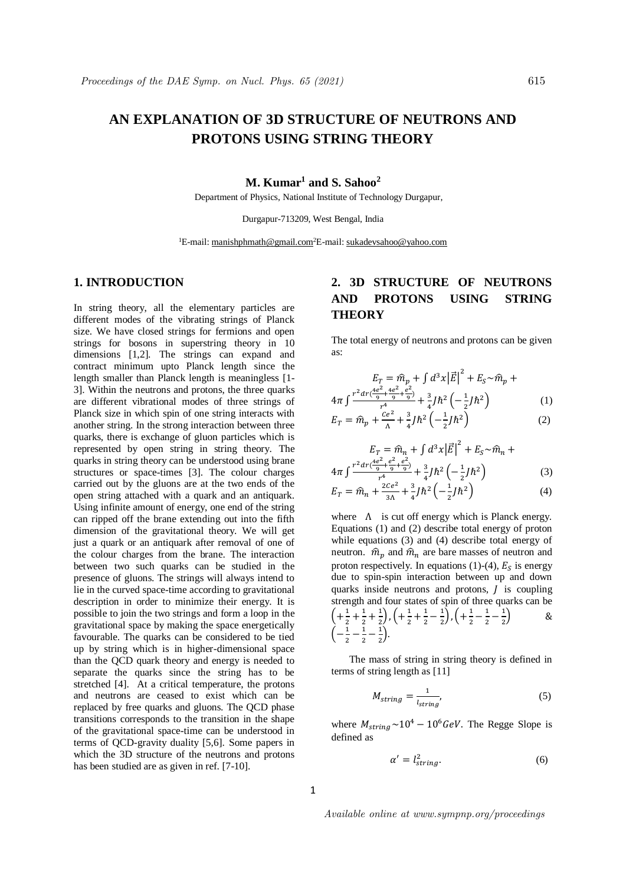# AN EXPLANATION OF 3D STRUCTURE OF NEUTRONS AND PROTONS USING STRING THEORY

**M. Kumar[1] and S. Sahoo[2]**

Department of Physics, National Institute of Technology Durgapur,

Durgapur-713209, West Bengal, India

[1]E-mail: manishphmath@gmail.com [2]E-mail: sukadevsahoo@yahoo.com

## 1. INTRODUCTION

In string theory, all the elementary particles are different modes of the vibrating strings of Planck size. We have closed strings for fermions and open strings for bosons in superstring theory in 10 dimensions [1,2]. The strings can expand and contract minimum upto Planck length since the length smaller than Planck length is meaningless [1-3]. Within the neutrons and protons, the three quarks are different vibrational modes of three strings of Planck size in which spin of one string interacts with another string. In the strong interaction between three quarks, there is exchange of gluon particles which is represented by open string in string theory. The quarks in string theory can be understood using brane structures or space-times [3]. The colour charges carried out by the gluons are at the two ends of the open string attached with a quark and an antiquark. Using infinite amount of energy, one end of the string can ripped off the brane extending out into the fifth dimension of the gravitational theory. We will get just a quark or an antiquark after removal of one of the colour charges from the brane. The interaction between two such quarks can be studied in the presence of gluons. The strings will always intend to lie in the curved space-time according to gravitational description in order to minimize their energy. It is possible to join the two strings and form a loop in the gravitational space by making the space energetically favourable. The quarks can be considered to be tied up by string which is in higher-dimensional space than the QCD quark theory and energy is needed to separate the quarks since the string has to be stretched [4]. At a critical temperature, the protons and neutrons are ceased to exist which can be replaced by free quarks and gluons. The QCD phase transitions corresponds to the transition in the shape of the gravitational space-time can be understood in terms of QCD-gravity duality [5,6]. Some papers in which the 3D structure of the neutrons and protons has been studied are as given in ref. [7-10].

## 2. 3D STRUCTURE OF NEUTRONS AND PROTONS USING STRING THEORY

The total energy of neutrons and protons can be given as:

$$E_T = \hat{m}_p + \int d^3x \left|\vec{E}\right|^2 + E_S \sim \hat{m}_p + 4\pi \int \frac{r^2 dr\left(\frac{4e^2}{9}+\frac{4e^2}{9}+\frac{e^2}{9}\right)}{r^4} + \frac{3}{4}J\hbar^2\left(-\frac{1}{2}J\hbar^2\right) \tag{1}$$

$$E_T = \hat{m}_p + \frac{Ce^2}{\Lambda} + \frac{3}{4}J\hbar^2\left(-\frac{1}{2}J\hbar^2\right) \tag{2}$$

$$E_T = \hat{m}_n + \int d^3x \left|\vec{E}\right|^2 + E_S \sim \hat{m}_n + 4\pi \int \frac{r^2 dr\left(\frac{4e^2}{9}+\frac{e^2}{9}+\frac{e^2}{9}\right)}{r^4} + \frac{3}{4}J\hbar^2\left(-\frac{1}{2}J\hbar^2\right) \tag{3}$$

$$E_T = \hat{m}_n + \frac{2Ce^2}{3\Lambda} + \frac{3}{4}J\hbar^2\left(-\frac{1}{2}J\hbar^2\right) \tag{4}$$

where $\Lambda$ is cut off energy which is Planck energy. Equations (1) and (2) describe total energy of proton while equations (3) and (4) describe total energy of neutron. $\hat{m}_p$ and $\hat{m}_n$ are bare masses of neutron and proton respectively. In equations (1)-(4), $E_S$ is energy due to spin-spin interaction between up and down quarks inside neutrons and protons, $J$ is coupling strength and four states of spin of three quarks can be $\left(+\frac{1}{2}+\frac{1}{2}+\frac{1}{2}\right), \left(+\frac{1}{2}+\frac{1}{2}-\frac{1}{2}\right), \left(+\frac{1}{2}-\frac{1}{2}-\frac{1}{2}\right)$ & $\left(-\frac{1}{2}-\frac{1}{2}-\frac{1}{2}\right)$.

The mass of string in string theory is defined in terms of string length as [11]

$$M_{string} = \frac{1}{l_{string}}, \tag{5}$$

where $M_{string} \sim 10^4 - 10^6 GeV$. The Regge Slope is defined as

$$\alpha' = l_{string}^2. \tag{6}$$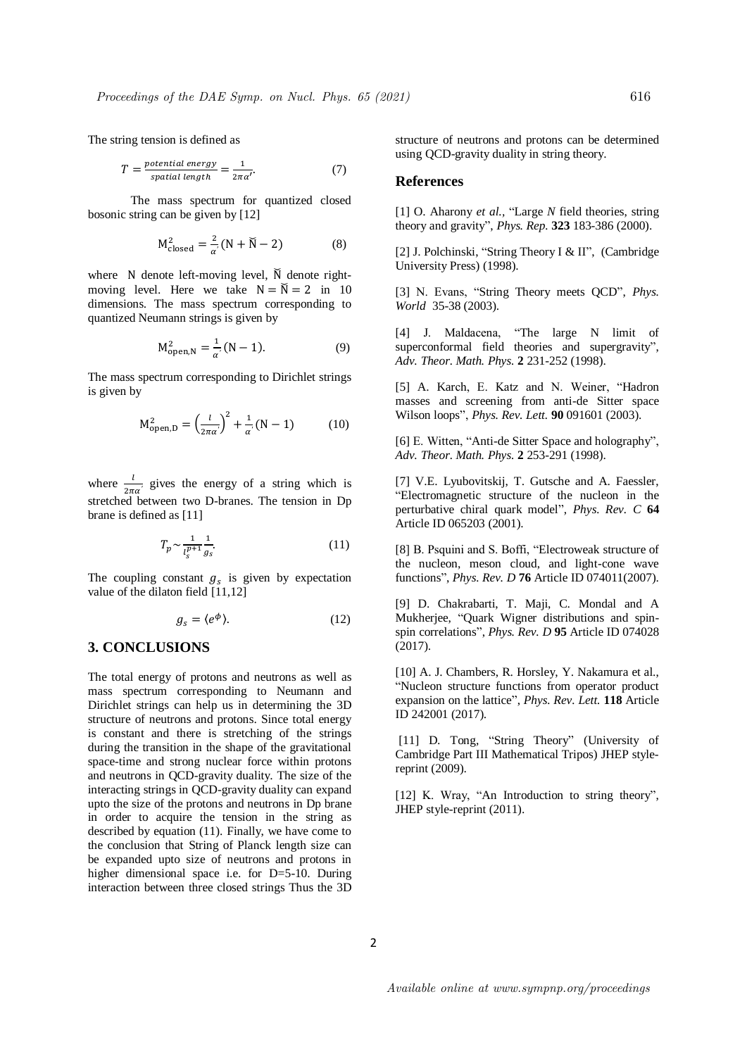The string tension is defined as

$$T = \frac{potential\ energy}{spatial\ length} = \frac{1}{2\pi\alpha'}. \quad (7)$$

The mass spectrum for quantized closed bosonic string can be given by [12]

$$\mathrm{M}^2_{\mathrm{closed}} = \frac{2}{\alpha'}(\mathrm{N} + \tilde{\mathrm{N}} - 2) \quad (8)$$

where N denote left-moving level, $\tilde{\mathrm{N}}$ denote right-moving level. Here we take $\mathrm{N} = \tilde{\mathrm{N}} = 2$ in 10 dimensions. The mass spectrum corresponding to quantized Neumann strings is given by

$$\mathrm{M}^2_{\mathrm{open,N}} = \frac{1}{\alpha'}(\mathrm{N} - 1). \quad (9)$$

The mass spectrum corresponding to Dirichlet strings is given by

$$\mathrm{M}^2_{\mathrm{open,D}} = \left(\frac{l}{2\pi\alpha'}\right)^2 + \frac{1}{\alpha'}(\mathrm{N} - 1) \quad (10)$$

where $\frac{l}{2\pi\alpha'}$ gives the energy of a string which is stretched between two D-branes. The tension in Dp brane is defined as [11]

$$T_p \sim \frac{1}{l_s^{p+1}} \frac{1}{g_s}. \quad (11)$$

The coupling constant $g_s$ is given by expectation value of the dilaton field [11,12]

$$g_s = \langle e^{\phi} \rangle. \quad (12)$$

## 3. CONCLUSIONS

The total energy of protons and neutrons as well as mass spectrum corresponding to Neumann and Dirichlet strings can help us in determining the 3D structure of neutrons and protons. Since total energy is constant and there is stretching of the strings during the transition in the shape of the gravitational space-time and strong nuclear force within protons and neutrons in QCD-gravity duality. The size of the interacting strings in QCD-gravity duality can expand upto the size of the protons and neutrons in Dp brane in order to acquire the tension in the string as described by equation (11). Finally, we have come to the conclusion that String of Planck length size can be expanded upto size of neutrons and protons in higher dimensional space i.e. for D=5-10. During interaction between three closed strings Thus the 3D structure of neutrons and protons can be determined using QCD-gravity duality in string theory.

## References

[1] O. Aharony *et al.*, "Large *N* field theories, string theory and gravity", *Phys. Rep.* **323** 183-386 (2000).

[2] J. Polchinski, "String Theory I & II", (Cambridge University Press) (1998).

[3] N. Evans, "String Theory meets QCD", *Phys. World* 35-38 (2003).

[4] J. Maldacena, "The large N limit of superconformal field theories and supergravity", *Adv. Theor. Math. Phys.* **2** 231-252 (1998).

[5] A. Karch, E. Katz and N. Weiner, "Hadron masses and screening from anti-de Sitter space Wilson loops", *Phys. Rev. Lett.* **90** 091601 (2003).

[6] E. Witten, "Anti-de Sitter Space and holography", *Adv. Theor. Math. Phys.* **2** 253-291 (1998).

[7] V.E. Lyubovitskij, T. Gutsche and A. Faessler, "Electromagnetic structure of the nucleon in the perturbative chiral quark model", *Phys. Rev. C* **64** Article ID 065203 (2001).

[8] B. Psquini and S. Boffi, "Electroweak structure of the nucleon, meson cloud, and light-cone wave functions", *Phys. Rev. D* **76** Article ID 074011(2007).

[9] D. Chakrabarti, T. Maji, C. Mondal and A Mukherjee, "Quark Wigner distributions and spin-spin correlations", *Phys. Rev. D* **95** Article ID 074028 (2017).

[10] A. J. Chambers, R. Horsley, Y. Nakamura et al., "Nucleon structure functions from operator product expansion on the lattice", *Phys. Rev. Lett.* **118** Article ID 242001 (2017).

[11] D. Tong, "String Theory" (University of Cambridge Part III Mathematical Tripos) JHEP style-reprint (2009).

[12] K. Wray, "An Introduction to string theory", JHEP style-reprint (2011).